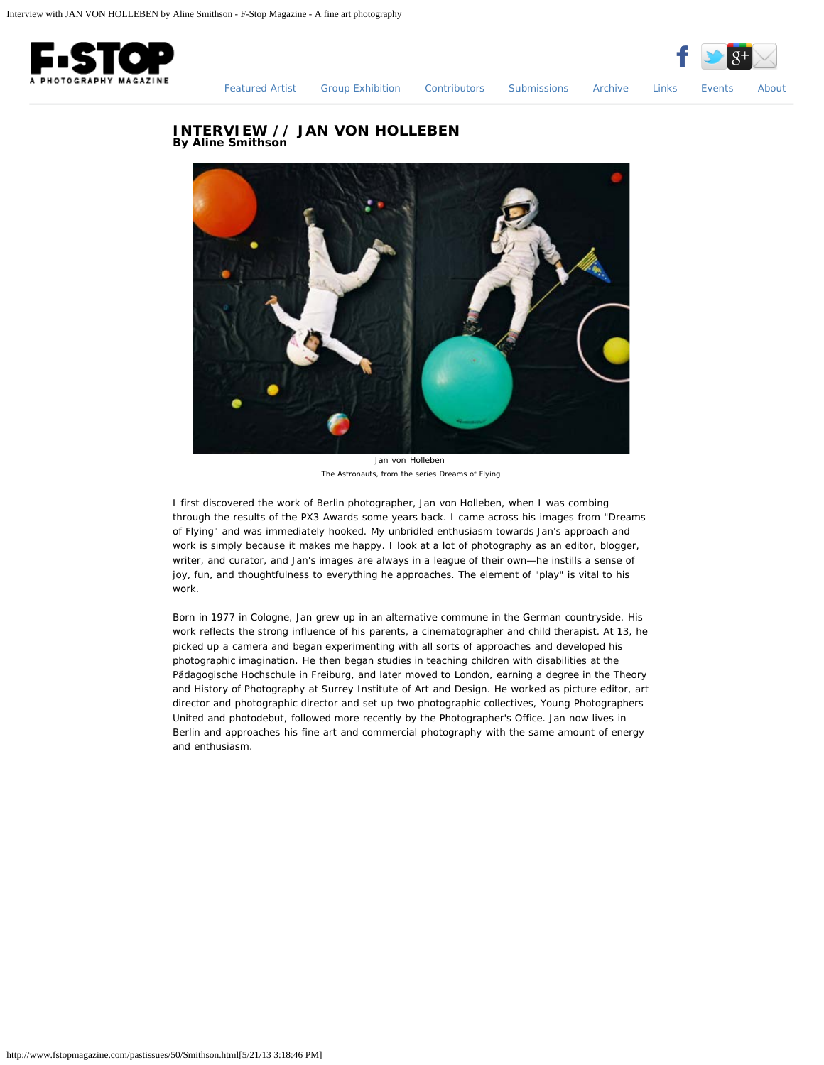# INTERVIEW // JAN VON HOLLEBEN

**By Aline Smithson**

Jan von Holleben

The Astronauts, from the series Dreams of Flying

I first discovered the work of Berlin photographer, Jan von Holleben, when I was combing through the results of the PX3 Awards some years back. I came across his images from "Dreams of Flying" and was immediately hooked. My unbridled enthusiasm towards Jan's approach and work is simply because it makes me happy. I look at a lot of photography as an editor, blogger, writer, and curator, and Jan's images are always in a league of their own—he instills a sense of joy, fun, and thoughtfulness to everything he approaches. The element of "play" is vital to his work.

Born in 1977 in Cologne, Jan grew up in an alternative commune in the German countryside. His work reflects the strong influence of his parents, a cinematographer and child therapist. At 13, he picked up a camera and began experimenting with all sorts of approaches and developed his photographic imagination. He then began studies in teaching children with disabilities at the Pädagogische Hochschule in Freiburg, and later moved to London, earning a degree in the Theory and History of Photography at Surrey Institute of Art and Design. He worked as picture editor, art director and photographic director and set up two photographic collectives, Young Photographers United and photodebut, followed more recently by the Photographer's Office. Jan now lives in Berlin and approaches his fine art and commercial photography with the same amount of energy and enthusiasm.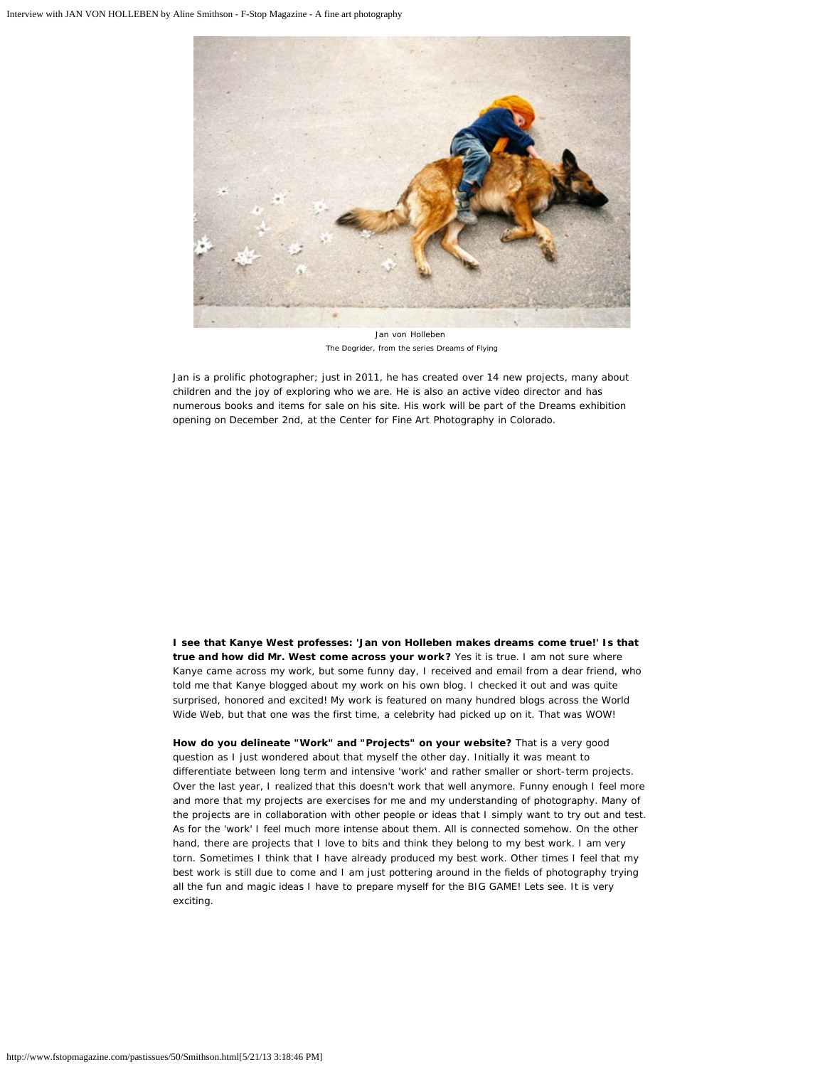Jan von Holleben
The Dogrider, from the series Dreams of Flying

Jan is a prolific photographer; just in 2011, he has created over 14 new projects, many about children and the joy of exploring who we are. He is also an active video director and has numerous books and items for sale on his site. His work will be part of the Dreams exhibition opening on December 2nd, at the Center for Fine Art Photography in Colorado.

**I see that Kanye West professes: 'Jan von Holleben makes dreams come true!' Is that true and how did Mr. West come across your work?** Yes it is true. I am not sure where Kanye came across my work, but some funny day, I received and email from a dear friend, who told me that Kanye blogged about my work on his own blog. I checked it out and was quite surprised, honored and excited! My work is featured on many hundred blogs across the World Wide Web, but that one was the first time, a celebrity had picked up on it. That was WOW!

**How do you delineate "Work" and "Projects" on your website?** That is a very good question as I just wondered about that myself the other day. Initially it was meant to differentiate between long term and intensive 'work' and rather smaller or short-term projects. Over the last year, I realized that this doesn't work that well anymore. Funny enough I feel more and more that my projects are exercises for me and my understanding of photography. Many of the projects are in collaboration with other people or ideas that I simply want to try out and test. As for the 'work' I feel much more intense about them. All is connected somehow. On the other hand, there are projects that I love to bits and think they belong to my best work. I am very torn. Sometimes I think that I have already produced my best work. Other times I feel that my best work is still due to come and I am just pottering around in the fields of photography trying all the fun and magic ideas I have to prepare myself for the BIG GAME! Lets see. It is very exciting.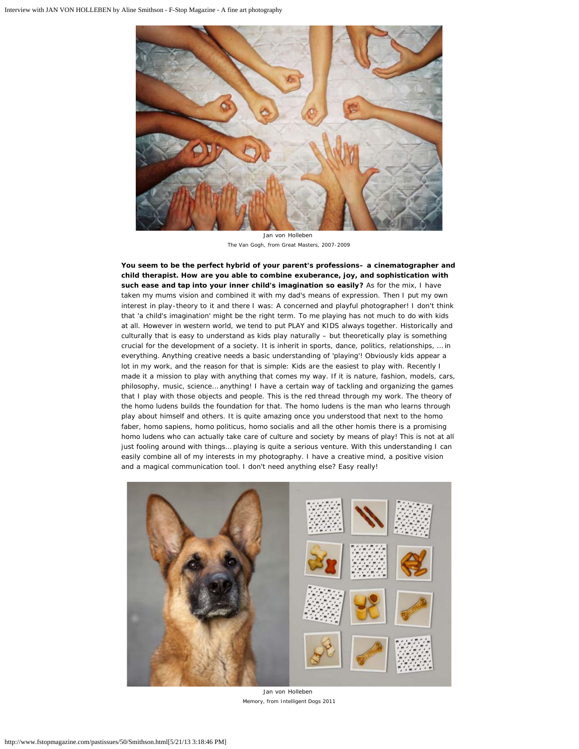Jan von Holleben
The Van Gogh, from Great Masters, 2007-2009

**You seem to be the perfect hybrid of your parent's professions– a cinematographer and child therapist. How are you able to combine exuberance, joy, and sophistication with such ease and tap into your inner child's imagination so easily?** As for the mix, I have taken my mums vision and combined it with my dad's means of expression. Then I put my own interest in play-theory to it and there I was: A concerned and playful photographer! I don't think that 'a child's imagination' might be the right term. To me playing has not much to do with kids at all. However in western world, we tend to put PLAY and KIDS always together. Historically and culturally that is easy to understand as kids play naturally – but theoretically play is something crucial for the development of a society. It is inherit in sports, dance, politics, relationships, ... in everything. Anything creative needs a basic understanding of 'playing'! Obviously kids appear a lot in my work, and the reason for that is simple: Kids are the easiest to play with. Recently I made it a mission to play with anything that comes my way. If it is nature, fashion, models, cars, philosophy, music, science... anything! I have a certain way of tackling and organizing the games that I play with those objects and people. This is the red thread through my work. The theory of the homo ludens builds the foundation for that. The homo ludens is the man who learns through play about himself and others. It is quite amazing once you understood that next to the homo faber, homo sapiens, homo politicus, homo socialis and all the other homis there is a promising homo ludens who can actually take care of culture and society by means of play! This is not at all just fooling around with things... playing is quite a serious venture. With this understanding I can easily combine all of my interests in my photography. I have a creative mind, a positive vision and a magical communication tool. I don't need anything else? Easy really!

Jan von Holleben
Memory, from Intelligent Dogs 2011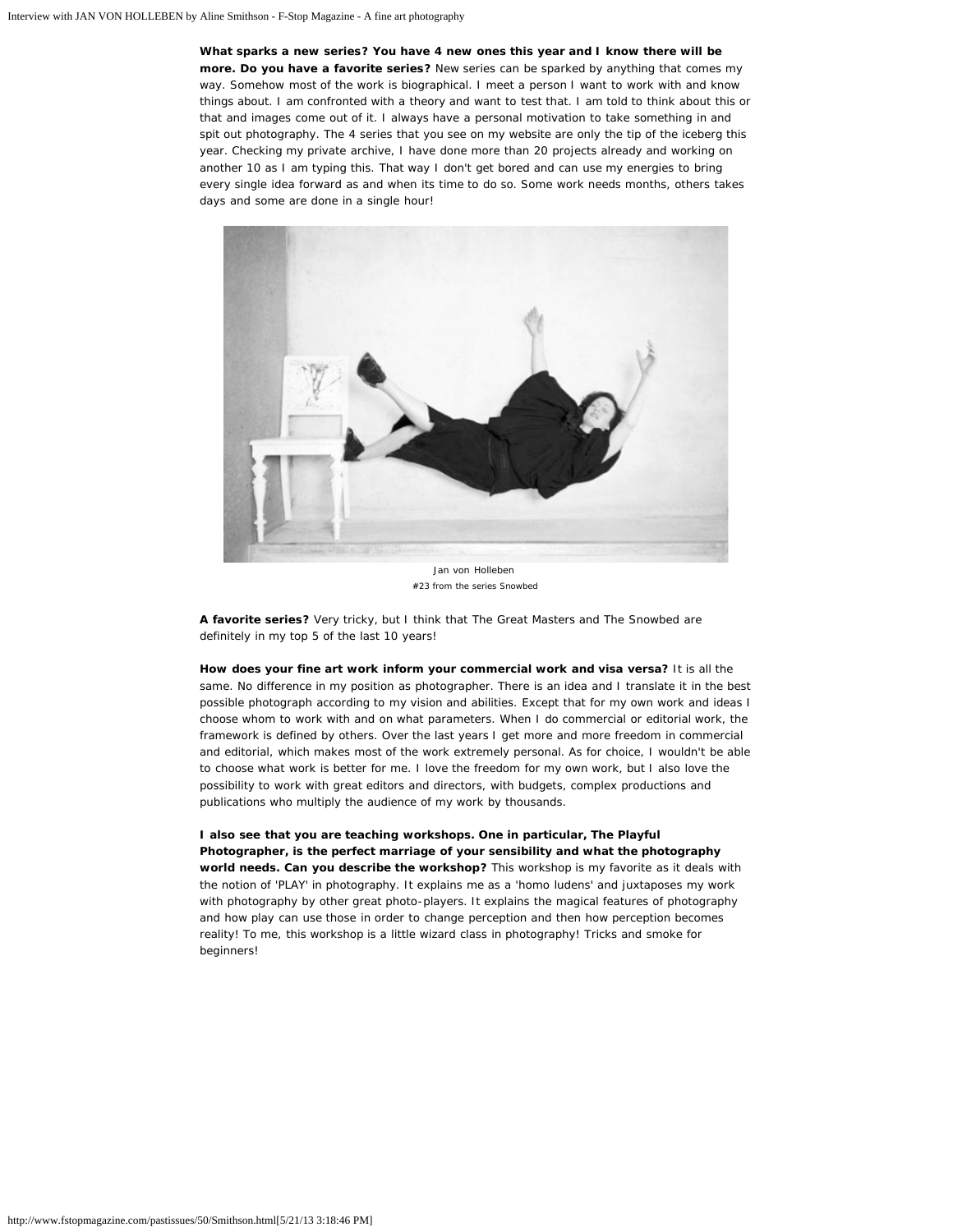**What sparks a new series? You have 4 new ones this year and I know there will be more. Do you have a favorite series?** New series can be sparked by anything that comes my way. Somehow most of the work is biographical. I meet a person I want to work with and know things about. I am confronted with a theory and want to test that. I am told to think about this or that and images come out of it. I always have a personal motivation to take something in and spit out photography. The 4 series that you see on my website are only the tip of the iceberg this year. Checking my private archive, I have done more than 20 projects already and working on another 10 as I am typing this. That way I don't get bored and can use my energies to bring every single idea forward as and when its time to do so. Some work needs months, others takes days and some are done in a single hour!

Jan von Holleben
#23 from the series Snowbed

**A favorite series?** Very tricky, but I think that The Great Masters and The Snowbed are definitely in my top 5 of the last 10 years!

**How does your fine art work inform your commercial work and visa versa?** It is all the same. No difference in my position as photographer. There is an idea and I translate it in the best possible photograph according to my vision and abilities. Except that for my own work and ideas I choose whom to work with and on what parameters. When I do commercial or editorial work, the framework is defined by others. Over the last years I get more and more freedom in commercial and editorial, which makes most of the work extremely personal. As for choice, I wouldn't be able to choose what work is better for me. I love the freedom for my own work, but I also love the possibility to work with great editors and directors, with budgets, complex productions and publications who multiply the audience of my work by thousands.

**I also see that you are teaching workshops. One in particular, The Playful Photographer, is the perfect marriage of your sensibility and what the photography world needs. Can you describe the workshop?** This workshop is my favorite as it deals with the notion of 'PLAY' in photography. It explains me as a 'homo ludens' and juxtaposes my work with photography by other great photo-players. It explains the magical features of photography and how play can use those in order to change perception and then how perception becomes reality! To me, this workshop is a little wizard class in photography! Tricks and smoke for beginners!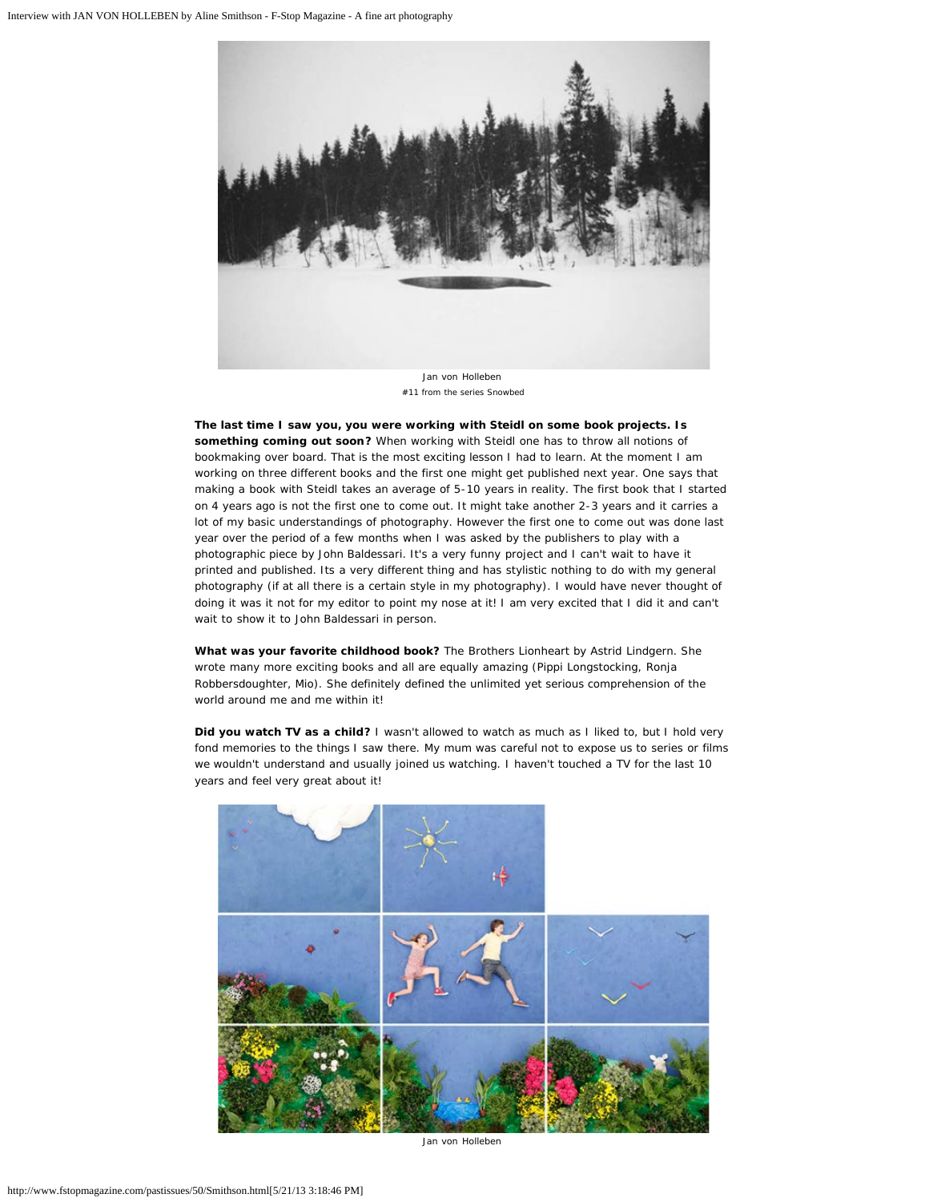Jan von Holleben
#11 from the series Snowbed

**The last time I saw you, you were working with Steidl on some book projects. Is something coming out soon?** When working with Steidl one has to throw all notions of bookmaking over board. That is the most exciting lesson I had to learn. At the moment I am working on three different books and the first one might get published next year. One says that making a book with Steidl takes an average of 5-10 years in reality. The first book that I started on 4 years ago is not the first one to come out. It might take another 2-3 years and it carries a lot of my basic understandings of photography. However the first one to come out was done last year over the period of a few months when I was asked by the publishers to play with a photographic piece by John Baldessari. It's a very funny project and I can't wait to have it printed and published. Its a very different thing and has stylistic nothing to do with my general photography (if at all there is a certain style in my photography). I would have never thought of doing it was it not for my editor to point my nose at it! I am very excited that I did it and can't wait to show it to John Baldessari in person.

**What was your favorite childhood book?** The Brothers Lionheart by Astrid Lindgern. She wrote many more exciting books and all are equally amazing (Pippi Longstocking, Ronja Robbersdoughter, Mio). She definitely defined the unlimited yet serious comprehension of the world around me and me within it!

**Did you watch TV as a child?** I wasn't allowed to watch as much as I liked to, but I hold very fond memories to the things I saw there. My mum was careful not to expose us to series or films we wouldn't understand and usually joined us watching. I haven't touched a TV for the last 10 years and feel very great about it!

Jan von Holleben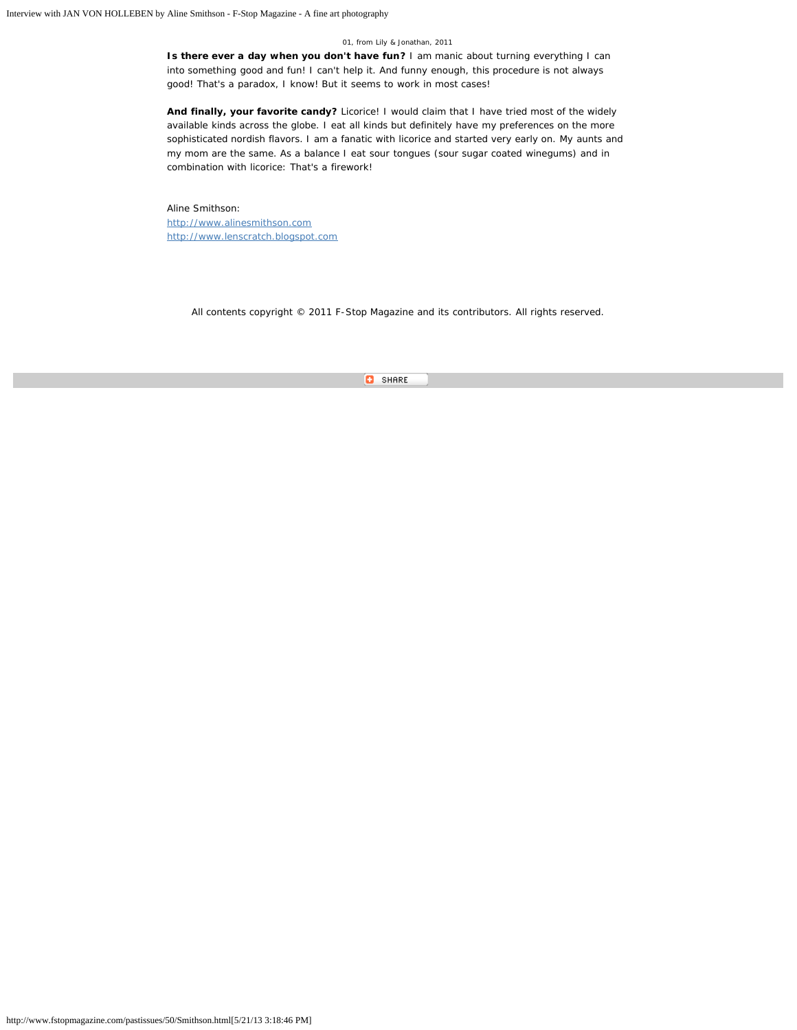01, from Lily & Jonathan, 2011

**Is there ever a day when you don't have fun?** I am manic about turning everything I can into something good and fun! I can't help it. And funny enough, this procedure is not always good! That's a paradox, I know! But it seems to work in most cases!

**And finally, your favorite candy?** Licorice! I would claim that I have tried most of the widely available kinds across the globe. I eat all kinds but definitely have my preferences on the more sophisticated nordish flavors. I am a fanatic with licorice and started very early on. My aunts and my mom are the same. As a balance I eat sour tongues (sour sugar coated winegums) and in combination with licorice: That's a firework!

Aline Smithson:
[http://www.alinesmithson.com](http://www.alinesmithson.com)
[http://www.lenscratch.blogspot.com](http://www.lenscratch.blogspot.com)

All contents copyright © 2011 F-Stop Magazine and its contributors. All rights reserved.

SHARE